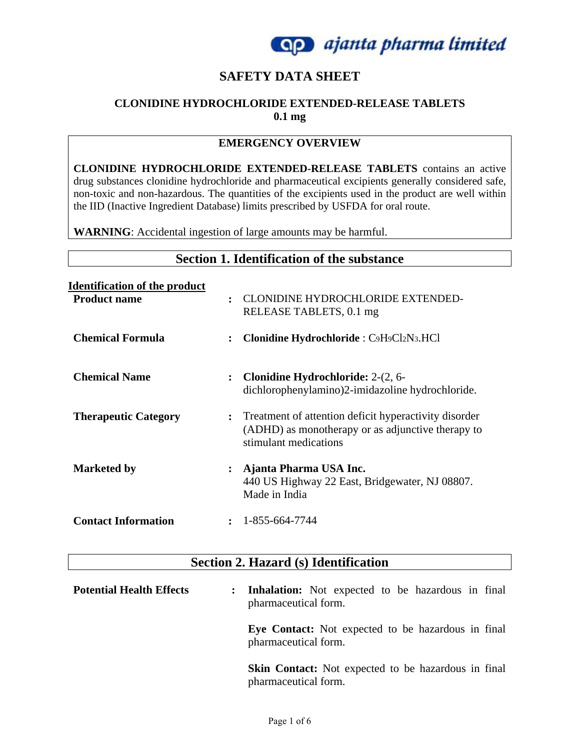ajanta pharma limited

# SAFETY DATA SHEET

### CLONIDINE HYDROCHLORIDE EXTENDED-RELEASE TABLETS 0.1 mg

## EMERGENCY OVERVIEW

**CLONIDINE HYDROCHLORIDE EXTENDED-RELEASE TABLETS** contains an active drug substances clonidine hydrochloride and pharmaceutical excipients generally considered safe, non-toxic and non-hazardous. The quantities of the excipients used in the product are well within the IID (Inactive Ingredient Database) limits prescribed by USFDA for oral route.

**WARNING**: Accidental ingestion of large amounts may be harmful.

## Section 1. Identification of the substance

**Identification of the product**

**Product name** : CLONIDINE HYDROCHLORIDE EXTENDED-RELEASE TABLETS, 0.1 mg

**Chemical Formula** : **Clonidine Hydrochloride** : $C_9H_9Cl_2N_3.HCl$

**Chemical Name** : **Clonidine Hydrochloride:** 2-(2, 6-dichlorophenylamino)2-imidazoline hydrochloride.

**Therapeutic Category** : Treatment of attention deficit hyperactivity disorder (ADHD) as monotherapy or as adjunctive therapy to stimulant medications

**Marketed by** : **Ajanta Pharma USA Inc.**
440 US Highway 22 East, Bridgewater, NJ 08807.
Made in India

**Contact Information** : 1-855-664-7744

## Section 2. Hazard (s) Identification

**Potential Health Effects** : **Inhalation:** Not expected to be hazardous in final pharmaceutical form.

**Eye Contact:** Not expected to be hazardous in final pharmaceutical form.

**Skin Contact:** Not expected to be hazardous in final pharmaceutical form.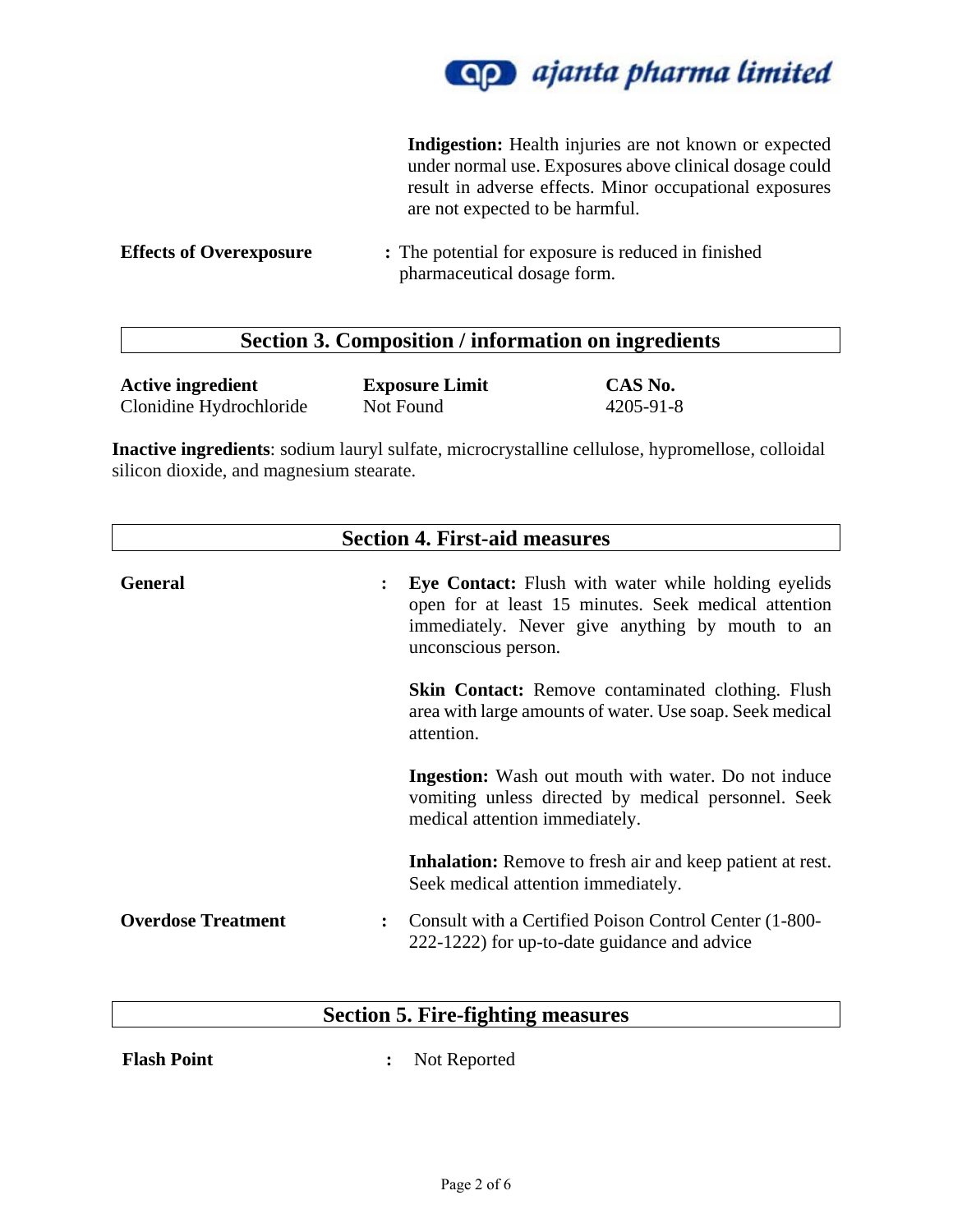**Indigestion:** Health injuries are not known or expected under normal use. Exposures above clinical dosage could result in adverse effects. Minor occupational exposures are not expected to be harmful.

**Effects of Overexposure** : The potential for exposure is reduced in finished pharmaceutical dosage form.

## Section 3. Composition / information on ingredients

| Active ingredient | Exposure Limit | CAS No. |
| --- | --- | --- |
| Clonidine Hydrochloride | Not Found | 4205-91-8 |

**Inactive ingredients**: sodium lauryl sulfate, microcrystalline cellulose, hypromellose, colloidal silicon dioxide, and magnesium stearate.

## Section 4. First-aid measures

**General** :

**Eye Contact:** Flush with water while holding eyelids open for at least 15 minutes. Seek medical attention immediately. Never give anything by mouth to an unconscious person.

**Skin Contact:** Remove contaminated clothing. Flush area with large amounts of water. Use soap. Seek medical attention.

**Ingestion:** Wash out mouth with water. Do not induce vomiting unless directed by medical personnel. Seek medical attention immediately.

**Inhalation:** Remove to fresh air and keep patient at rest. Seek medical attention immediately.

**Overdose Treatment** : Consult with a Certified Poison Control Center (1-800-222-1222) for up-to-date guidance and advice

## Section 5. Fire-fighting measures

**Flash Point** : Not Reported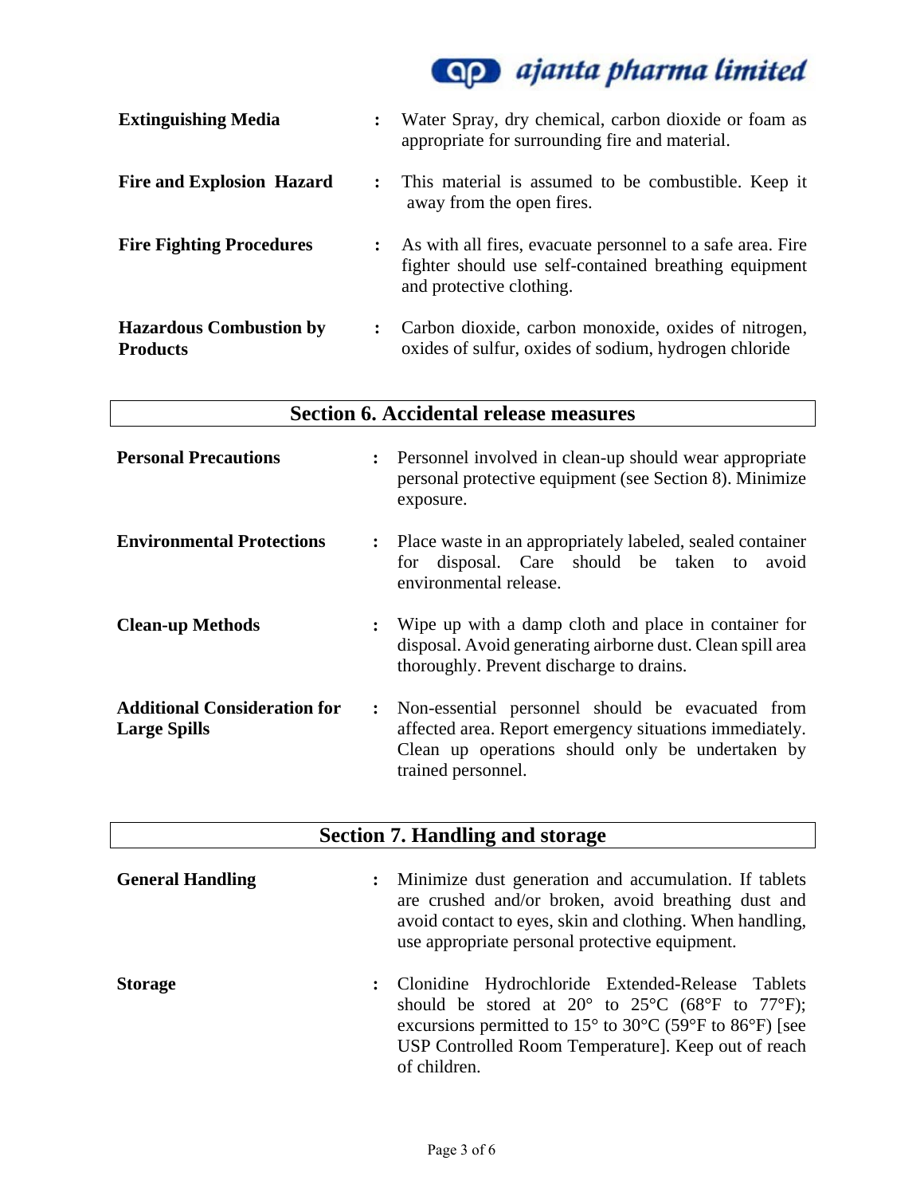**Extinguishing Media** : Water Spray, dry chemical, carbon dioxide or foam as appropriate for surrounding fire and material.

**Fire and Explosion Hazard** : This material is assumed to be combustible. Keep it away from the open fires.

**Fire Fighting Procedures** : As with all fires, evacuate personnel to a safe area. Fire fighter should use self-contained breathing equipment and protective clothing.

**Hazardous Combustion by Products** : Carbon dioxide, carbon monoxide, oxides of nitrogen, oxides of sulfur, oxides of sodium, hydrogen chloride

## Section 6. Accidental release measures

**Personal Precautions** : Personnel involved in clean-up should wear appropriate personal protective equipment (see Section 8). Minimize exposure.

**Environmental Protections** : Place waste in an appropriately labeled, sealed container for disposal. Care should be taken to avoid environmental release.

**Clean-up Methods** : Wipe up with a damp cloth and place in container for disposal. Avoid generating airborne dust. Clean spill area thoroughly. Prevent discharge to drains.

**Additional Consideration for Large Spills** : Non-essential personnel should be evacuated from affected area. Report emergency situations immediately. Clean up operations should only be undertaken by trained personnel.

## Section 7. Handling and storage

**General Handling** : Minimize dust generation and accumulation. If tablets are crushed and/or broken, avoid breathing dust and avoid contact to eyes, skin and clothing. When handling, use appropriate personal protective equipment.

**Storage** : Clonidine Hydrochloride Extended-Release Tablets should be stored at 20° to 25°C (68°F to 77°F); excursions permitted to 15° to 30°C (59°F to 86°F) [see USP Controlled Room Temperature]. Keep out of reach of children.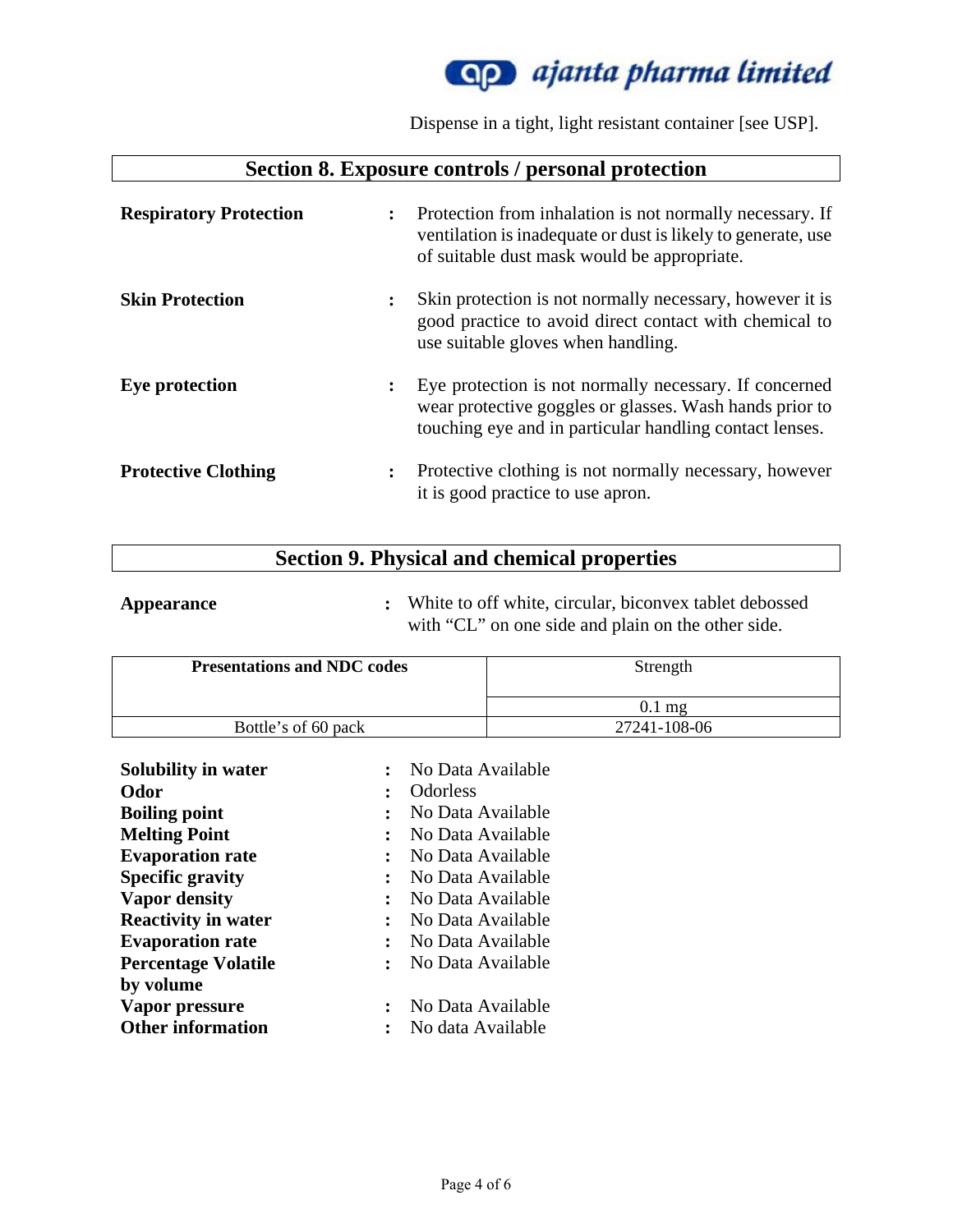Dispense in a tight, light resistant container [see USP].

## Section 8. Exposure controls / personal protection

**Respiratory Protection** : Protection from inhalation is not normally necessary. If ventilation is inadequate or dust is likely to generate, use of suitable dust mask would be appropriate.

**Skin Protection** : Skin protection is not normally necessary, however it is good practice to avoid direct contact with chemical to use suitable gloves when handling.

**Eye protection** : Eye protection is not normally necessary. If concerned wear protective goggles or glasses. Wash hands prior to touching eye and in particular handling contact lenses.

**Protective Clothing** : Protective clothing is not normally necessary, however it is good practice to use apron.

## Section 9. Physical and chemical properties

**Appearance** : White to off white, circular, biconvex tablet debossed with "CL" on one side and plain on the other side.

| **Presentations and NDC codes** | Strength |
|---|---|
| | 0.1 mg |
| Bottle's of 60 pack | 27241-108-06 |

**Solubility in water** : No Data Available
**Odor** : Odorless
**Boiling point** : No Data Available
**Melting Point** : No Data Available
**Evaporation rate** : No Data Available
**Specific gravity** : No Data Available
**Vapor density** : No Data Available
**Reactivity in water** : No Data Available
**Evaporation rate** : No Data Available
**Percentage Volatile by volume** : No Data Available
**Vapor pressure** : No Data Available
**Other information** : No data Available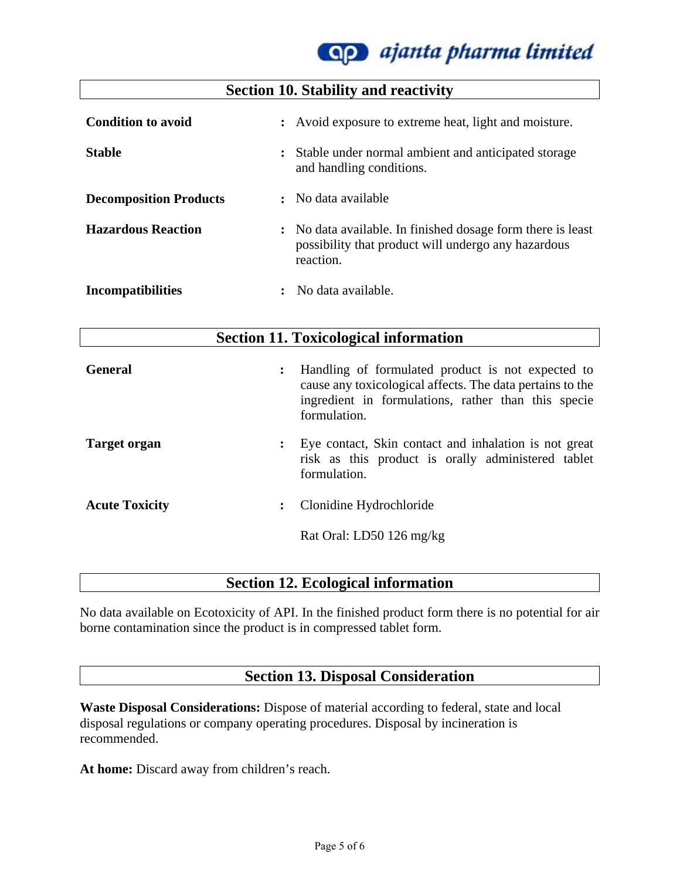## Section 10. Stability and reactivity

| | | |
|---|---|---|
| **Condition to avoid** | : | Avoid exposure to extreme heat, light and moisture. |
| **Stable** | : | Stable under normal ambient and anticipated storage and handling conditions. |
| **Decomposition Products** | : | No data available |
| **Hazardous Reaction** | : | No data available. In finished dosage form there is least possibility that product will undergo any hazardous reaction. |
| **Incompatibilities** | : | No data available. |

## Section 11. Toxicological information

| | | |
|---|---|---|
| **General** | : | Handling of formulated product is not expected to cause any toxicological affects. The data pertains to the ingredient in formulations, rather than this specie formulation. |
| **Target organ** | : | Eye contact, Skin contact and inhalation is not great risk as this product is orally administered tablet formulation. |
| **Acute Toxicity** | : | Clonidine Hydrochloride<br><br>Rat Oral: LD50 126 mg/kg |

## Section 12. Ecological information

No data available on Ecotoxicity of API. In the finished product form there is no potential for air borne contamination since the product is in compressed tablet form.

## Section 13. Disposal Consideration

**Waste Disposal Considerations:** Dispose of material according to federal, state and local disposal regulations or company operating procedures. Disposal by incineration is recommended.

**At home:** Discard away from children's reach.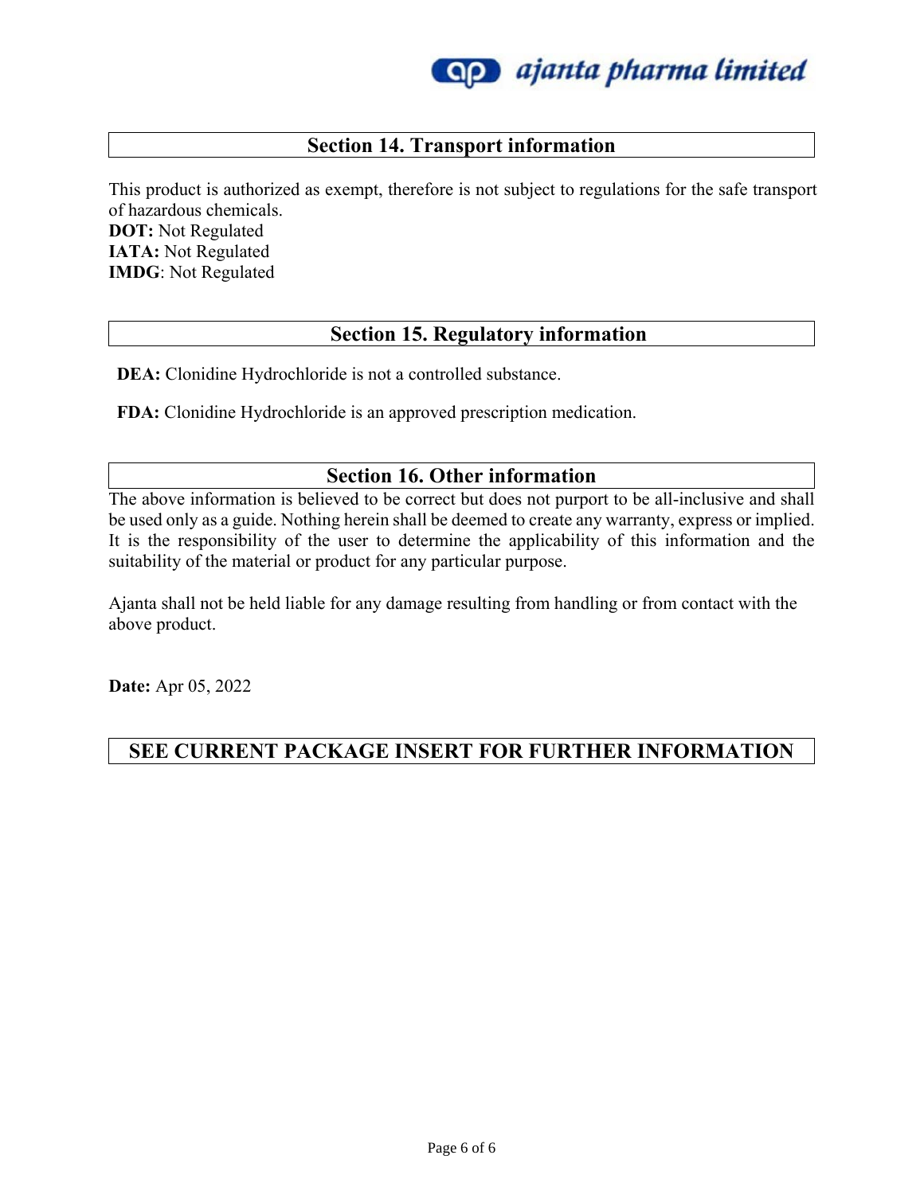## Section 14. Transport information

This product is authorized as exempt, therefore is not subject to regulations for the safe transport of hazardous chemicals.
**DOT:** Not Regulated
**IATA:** Not Regulated
**IMDG**: Not Regulated

## Section 15. Regulatory information

**DEA:** Clonidine Hydrochloride is not a controlled substance.

**FDA:** Clonidine Hydrochloride is an approved prescription medication.

## Section 16. Other information

The above information is believed to be correct but does not purport to be all-inclusive and shall be used only as a guide. Nothing herein shall be deemed to create any warranty, express or implied. It is the responsibility of the user to determine the applicability of this information and the suitability of the material or product for any particular purpose.

Ajanta shall not be held liable for any damage resulting from handling or from contact with the above product.

**Date:** Apr 05, 2022

## SEE CURRENT PACKAGE INSERT FOR FURTHER INFORMATION